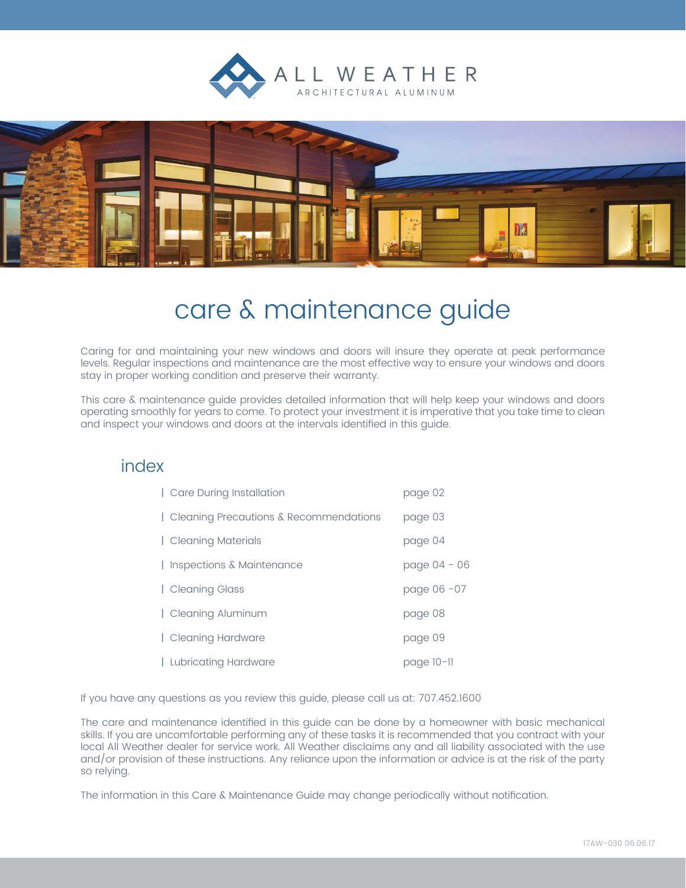ALL WEATHER
ARCHITECTURAL ALUMINUM

# care & maintenance guide

Caring for and maintaining your new windows and doors will insure they operate at peak performance levels. Regular inspections and maintenance are the most effective way to ensure your windows and doors stay in proper working condition and preserve their warranty.

This care & maintenance guide provides detailed information that will help keep your windows and doors operating smoothly for years to come. To protect your investment it is imperative that you take time to clean and inspect your windows and doors at the intervals identified in this guide.

## index

| | |
|---|---|
| Care During Installation | page 02 |
| Cleaning Precautions & Recommendations | page 03 |
| Cleaning Materials | page 04 |
| Inspections & Maintenance | page 04 - 06 |
| Cleaning Glass | page 06 -07 |
| Cleaning Aluminum | page 08 |
| Cleaning Hardware | page 09 |
| Lubricating Hardware | page 10-11 |

If you have any questions as you review this guide, please call us at: 707.452.1600

The care and maintenance identified in this guide can be done by a homeowner with basic mechanical skills. If you are uncomfortable performing any of these tasks it is recommended that you contract with your local All Weather dealer for service work. All Weather disclaims any and all liability associated with the use and/or provision of these instructions. Any reliance upon the information or advice is at the risk of the party so relying.

The information in this Care & Maintenance Guide may change periodically without notification.

17AW-030 06.06.17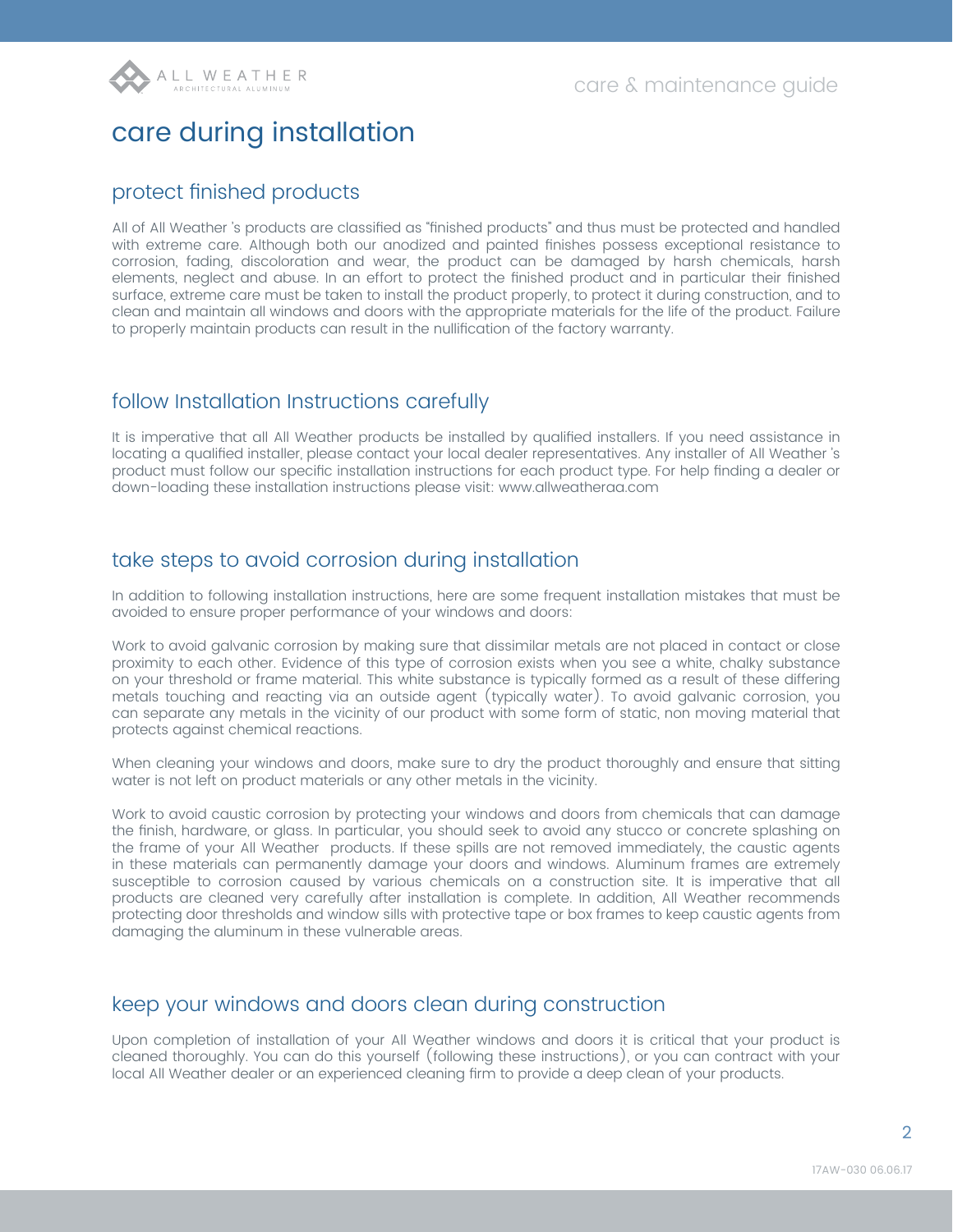# care during installation

## protect finished products

All of All Weather 's products are classified as "finished products" and thus must be protected and handled with extreme care. Although both our anodized and painted finishes possess exceptional resistance to corrosion, fading, discoloration and wear, the product can be damaged by harsh chemicals, harsh elements, neglect and abuse. In an effort to protect the finished product and in particular their finished surface, extreme care must be taken to install the product properly, to protect it during construction, and to clean and maintain all windows and doors with the appropriate materials for the life of the product. Failure to properly maintain products can result in the nullification of the factory warranty.

## follow Installation Instructions carefully

It is imperative that all All Weather products be installed by qualified installers. If you need assistance in locating a qualified installer, please contact your local dealer representatives. Any installer of All Weather 's product must follow our specific installation instructions for each product type. For help finding a dealer or down-loading these installation instructions please visit: www.allweatheraa.com

## take steps to avoid corrosion during installation

In addition to following installation instructions, here are some frequent installation mistakes that must be avoided to ensure proper performance of your windows and doors:

Work to avoid galvanic corrosion by making sure that dissimilar metals are not placed in contact or close proximity to each other. Evidence of this type of corrosion exists when you see a white, chalky substance on your threshold or frame material. This white substance is typically formed as a result of these differing metals touching and reacting via an outside agent (typically water). To avoid galvanic corrosion, you can separate any metals in the vicinity of our product with some form of static, non moving material that protects against chemical reactions.

When cleaning your windows and doors, make sure to dry the product thoroughly and ensure that sitting water is not left on product materials or any other metals in the vicinity.

Work to avoid caustic corrosion by protecting your windows and doors from chemicals that can damage the finish, hardware, or glass. In particular, you should seek to avoid any stucco or concrete splashing on the frame of your All Weather products. If these spills are not removed immediately, the caustic agents in these materials can permanently damage your doors and windows. Aluminum frames are extremely susceptible to corrosion caused by various chemicals on a construction site. It is imperative that all products are cleaned very carefully after installation is complete. In addition, All Weather recommends protecting door thresholds and window sills with protective tape or box frames to keep caustic agents from damaging the aluminum in these vulnerable areas.

## keep your windows and doors clean during construction

Upon completion of installation of your All Weather windows and doors it is critical that your product is cleaned thoroughly. You can do this yourself (following these instructions), or you can contract with your local All Weather dealer or an experienced cleaning firm to provide a deep clean of your products.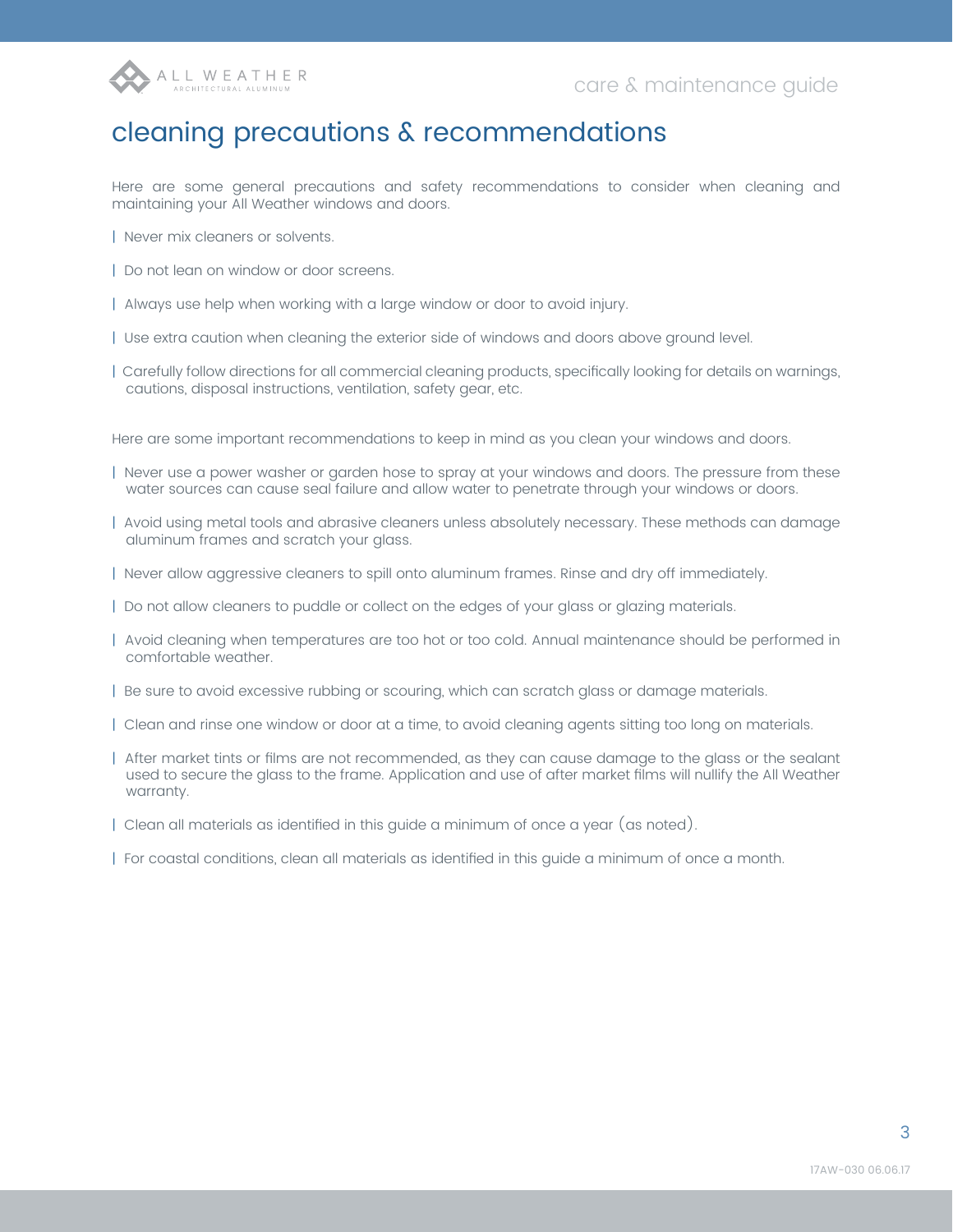# cleaning precautions & recommendations

Here are some general precautions and safety recommendations to consider when cleaning and maintaining your All Weather windows and doors.

- Never mix cleaners or solvents.
- Do not lean on window or door screens.
- Always use help when working with a large window or door to avoid injury.
- Use extra caution when cleaning the exterior side of windows and doors above ground level.
- Carefully follow directions for all commercial cleaning products, specifically looking for details on warnings, cautions, disposal instructions, ventilation, safety gear, etc.

Here are some important recommendations to keep in mind as you clean your windows and doors.

- Never use a power washer or garden hose to spray at your windows and doors. The pressure from these water sources can cause seal failure and allow water to penetrate through your windows or doors.
- Avoid using metal tools and abrasive cleaners unless absolutely necessary. These methods can damage aluminum frames and scratch your glass.
- Never allow aggressive cleaners to spill onto aluminum frames. Rinse and dry off immediately.
- Do not allow cleaners to puddle or collect on the edges of your glass or glazing materials.
- Avoid cleaning when temperatures are too hot or too cold. Annual maintenance should be performed in comfortable weather.
- Be sure to avoid excessive rubbing or scouring, which can scratch glass or damage materials.
- Clean and rinse one window or door at a time, to avoid cleaning agents sitting too long on materials.
- After market tints or films are not recommended, as they can cause damage to the glass or the sealant used to secure the glass to the frame. Application and use of after market films will nullify the All Weather warranty.
- Clean all materials as identified in this guide a minimum of once a year (as noted).
- For coastal conditions, clean all materials as identified in this guide a minimum of once a month.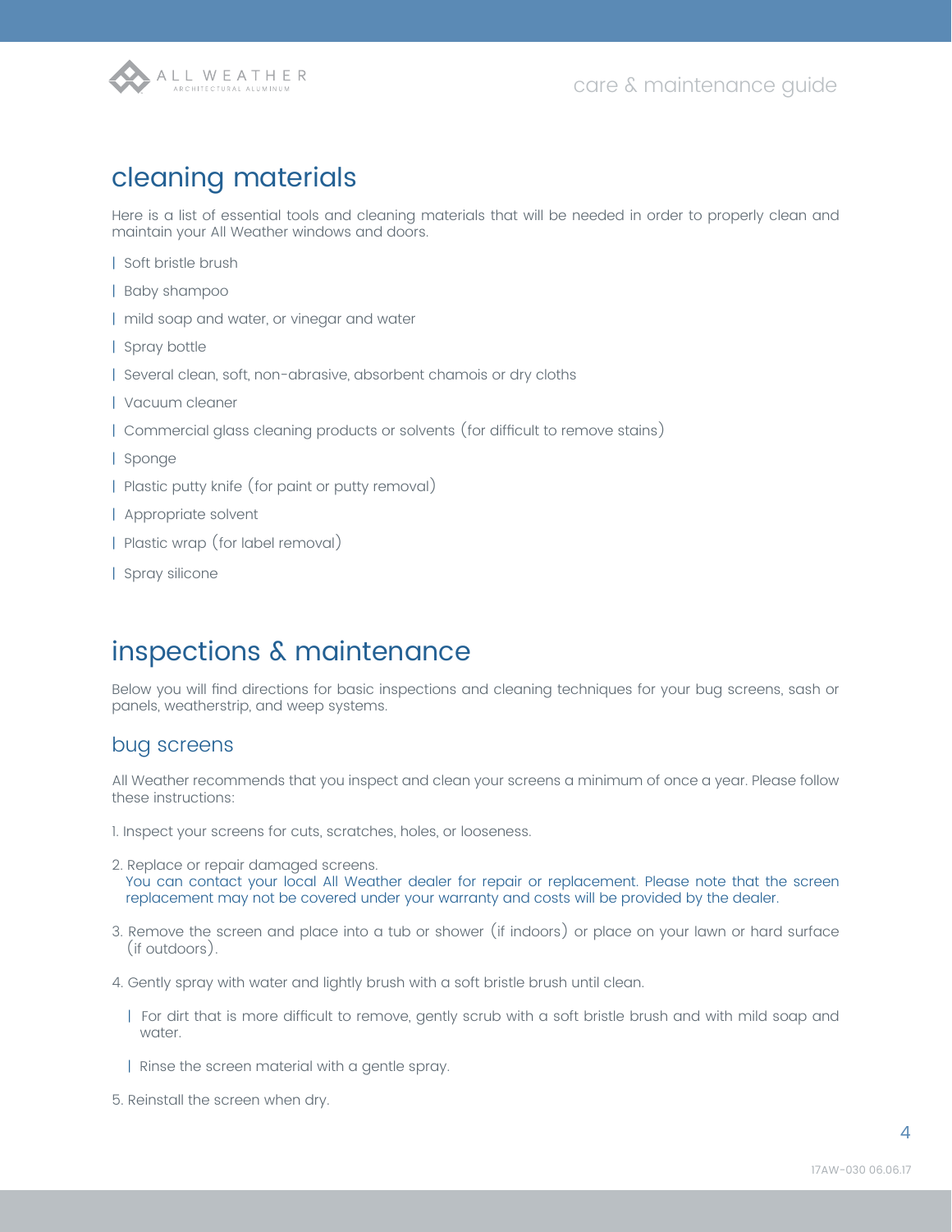## cleaning materials

Here is a list of essential tools and cleaning materials that will be needed in order to properly clean and maintain your All Weather windows and doors.

- Soft bristle brush
- Baby shampoo
- mild soap and water, or vinegar and water
- Spray bottle
- Several clean, soft, non-abrasive, absorbent chamois or dry cloths
- Vacuum cleaner
- Commercial glass cleaning products or solvents (for difficult to remove stains)
- Sponge
- Plastic putty knife (for paint or putty removal)
- Appropriate solvent
- Plastic wrap (for label removal)
- Spray silicone

## inspections & maintenance

Below you will find directions for basic inspections and cleaning techniques for your bug screens, sash or panels, weatherstrip, and weep systems.

### bug screens

All Weather recommends that you inspect and clean your screens a minimum of once a year. Please follow these instructions:

1. Inspect your screens for cuts, scratches, holes, or looseness.
2. Replace or repair damaged screens.
   You can contact your local All Weather dealer for repair or replacement. Please note that the screen replacement may not be covered under your warranty and costs will be provided by the dealer.
3. Remove the screen and place into a tub or shower (if indoors) or place on your lawn or hard surface (if outdoors).
4. Gently spray with water and lightly brush with a soft bristle brush until clean.
   - For dirt that is more difficult to remove, gently scrub with a soft bristle brush and with mild soap and water.
   - Rinse the screen material with a gentle spray.
5. Reinstall the screen when dry.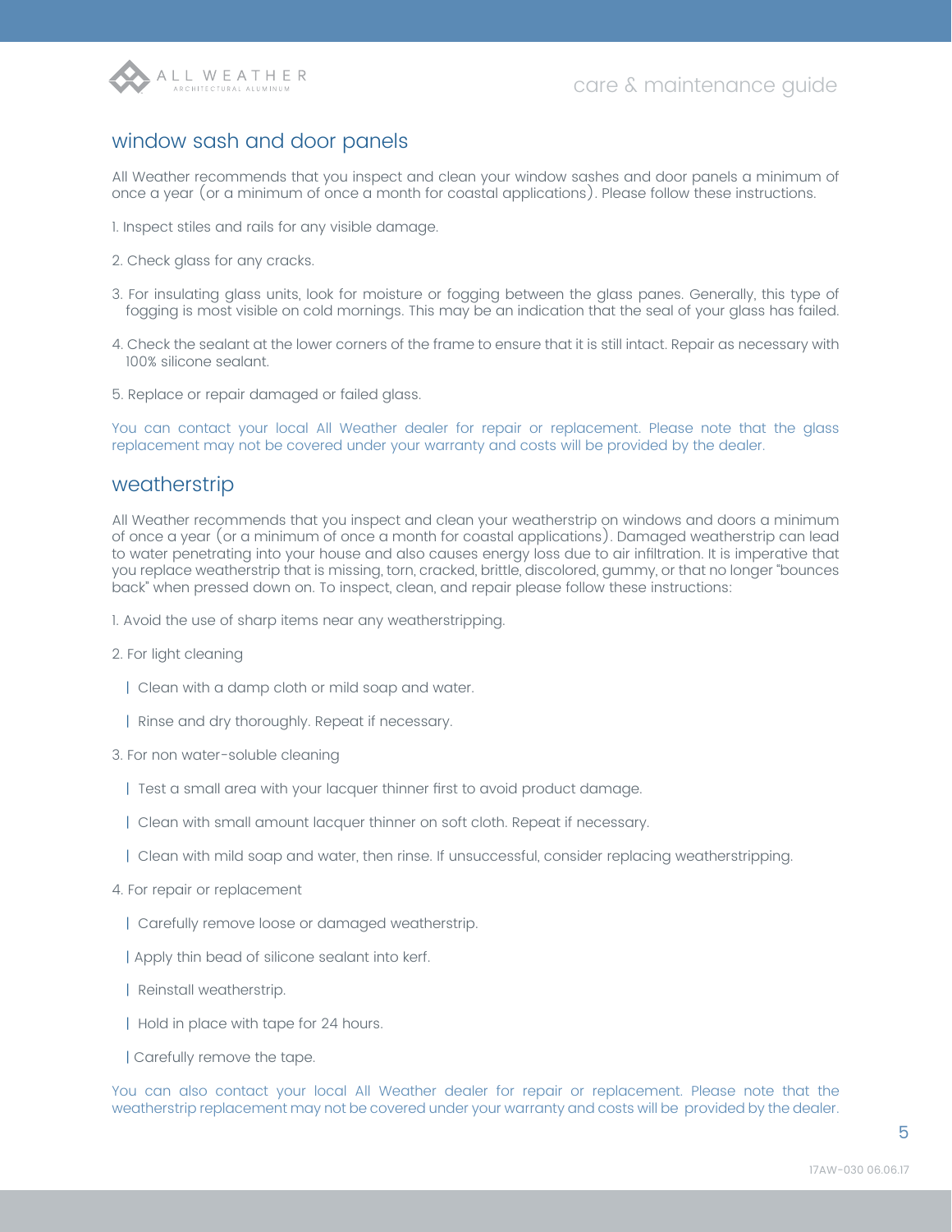## window sash and door panels

All Weather recommends that you inspect and clean your window sashes and door panels a minimum of once a year (or a minimum of once a month for coastal applications). Please follow these instructions.

1. Inspect stiles and rails for any visible damage.

2. Check glass for any cracks.

3. For insulating glass units, look for moisture or fogging between the glass panes. Generally, this type of fogging is most visible on cold mornings. This may be an indication that the seal of your glass has failed.

4. Check the sealant at the lower corners of the frame to ensure that it is still intact. Repair as necessary with 100% silicone sealant.

5. Replace or repair damaged or failed glass.

You can contact your local All Weather dealer for repair or replacement. Please note that the glass replacement may not be covered under your warranty and costs will be provided by the dealer.

## weatherstrip

All Weather recommends that you inspect and clean your weatherstrip on windows and doors a minimum of once a year (or a minimum of once a month for coastal applications). Damaged weatherstrip can lead to water penetrating into your house and also causes energy loss due to air infiltration. It is imperative that you replace weatherstrip that is missing, torn, cracked, brittle, discolored, gummy, or that no longer "bounces back" when pressed down on. To inspect, clean, and repair please follow these instructions:

1. Avoid the use of sharp items near any weatherstripping.

2. For light cleaning

   | Clean with a damp cloth or mild soap and water.

   | Rinse and dry thoroughly. Repeat if necessary.

3. For non water-soluble cleaning

   | Test a small area with your lacquer thinner first to avoid product damage.

   | Clean with small amount lacquer thinner on soft cloth. Repeat if necessary.

   | Clean with mild soap and water, then rinse. If unsuccessful, consider replacing weatherstripping.

4. For repair or replacement

   | Carefully remove loose or damaged weatherstrip.

   | Apply thin bead of silicone sealant into kerf.

   | Reinstall weatherstrip.

   | Hold in place with tape for 24 hours.

   | Carefully remove the tape.

You can also contact your local All Weather dealer for repair or replacement. Please note that the weatherstrip replacement may not be covered under your warranty and costs will be provided by the dealer.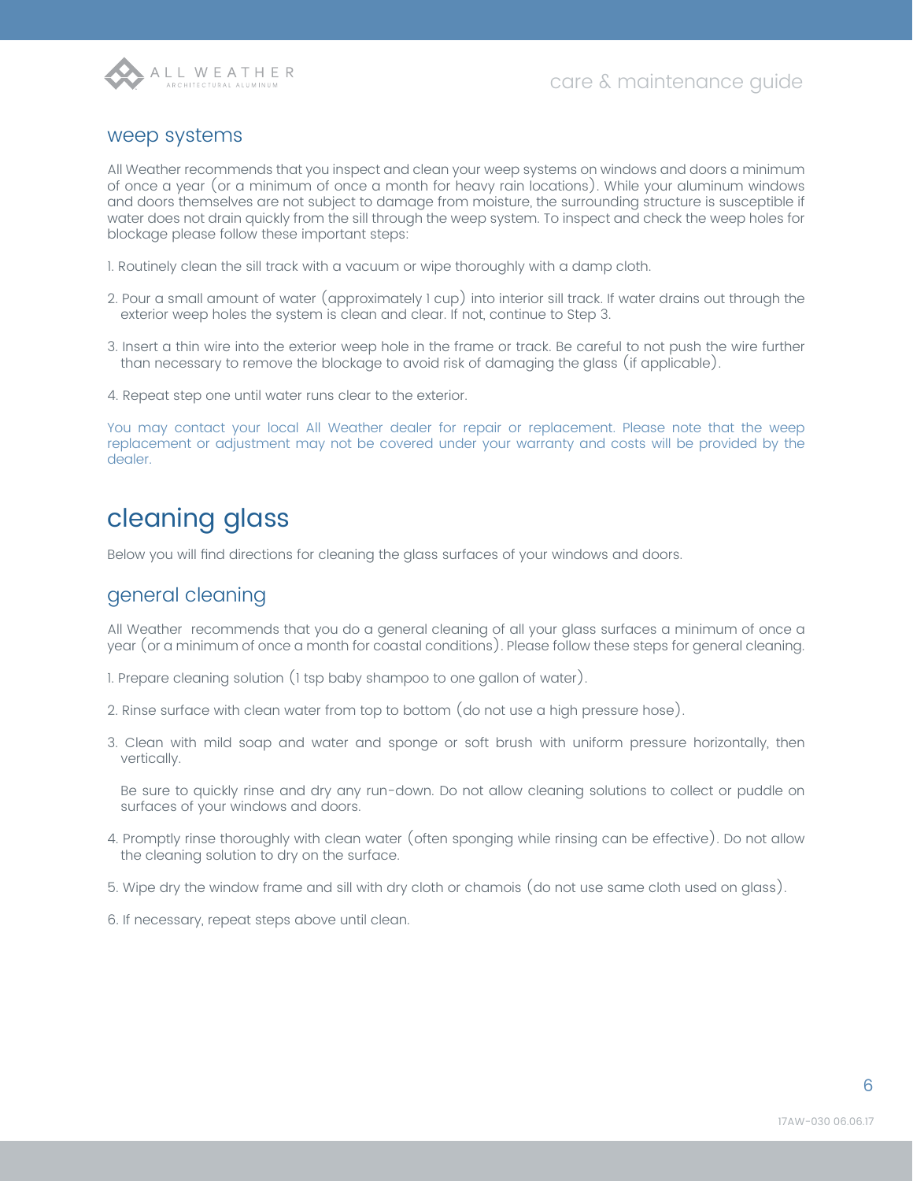## weep systems

All Weather recommends that you inspect and clean your weep systems on windows and doors a minimum of once a year (or a minimum of once a month for heavy rain locations). While your aluminum windows and doors themselves are not subject to damage from moisture, the surrounding structure is susceptible if water does not drain quickly from the sill through the weep system. To inspect and check the weep holes for blockage please follow these important steps:

1. Routinely clean the sill track with a vacuum or wipe thoroughly with a damp cloth.

2. Pour a small amount of water (approximately 1 cup) into interior sill track. If water drains out through the exterior weep holes the system is clean and clear. If not, continue to Step 3.

3. Insert a thin wire into the exterior weep hole in the frame or track. Be careful to not push the wire further than necessary to remove the blockage to avoid risk of damaging the glass (if applicable).

4. Repeat step one until water runs clear to the exterior.

You may contact your local All Weather dealer for repair or replacement. Please note that the weep replacement or adjustment may not be covered under your warranty and costs will be provided by the dealer.

# cleaning glass

Below you will find directions for cleaning the glass surfaces of your windows and doors.

## general cleaning

All Weather recommends that you do a general cleaning of all your glass surfaces a minimum of once a year (or a minimum of once a month for coastal conditions). Please follow these steps for general cleaning.

1. Prepare cleaning solution (1 tsp baby shampoo to one gallon of water).

2. Rinse surface with clean water from top to bottom (do not use a high pressure hose).

3. Clean with mild soap and water and sponge or soft brush with uniform pressure horizontally, then vertically.

   Be sure to quickly rinse and dry any run-down. Do not allow cleaning solutions to collect or puddle on surfaces of your windows and doors.

4. Promptly rinse thoroughly with clean water (often sponging while rinsing can be effective). Do not allow the cleaning solution to dry on the surface.

5. Wipe dry the window frame and sill with dry cloth or chamois (do not use same cloth used on glass).

6. If necessary, repeat steps above until clean.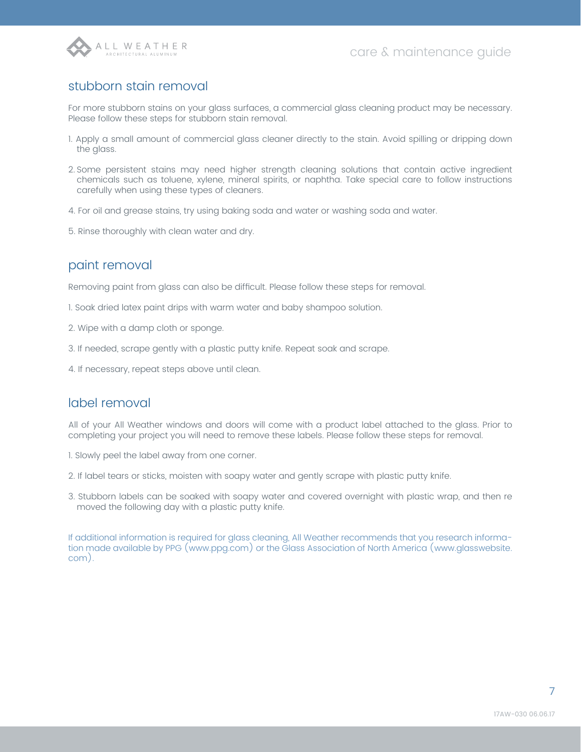## stubborn stain removal

For more stubborn stains on your glass surfaces, a commercial glass cleaning product may be necessary. Please follow these steps for stubborn stain removal.

1. Apply a small amount of commercial glass cleaner directly to the stain. Avoid spilling or dripping down the glass.

2. Some persistent stains may need higher strength cleaning solutions that contain active ingredient chemicals such as toluene, xylene, mineral spirits, or naphtha. Take special care to follow instructions carefully when using these types of cleaners.

4. For oil and grease stains, try using baking soda and water or washing soda and water.

5. Rinse thoroughly with clean water and dry.

## paint removal

Removing paint from glass can also be difficult. Please follow these steps for removal.

1. Soak dried latex paint drips with warm water and baby shampoo solution.

2. Wipe with a damp cloth or sponge.

3. If needed, scrape gently with a plastic putty knife. Repeat soak and scrape.

4. If necessary, repeat steps above until clean.

## label removal

All of your All Weather windows and doors will come with a product label attached to the glass. Prior to completing your project you will need to remove these labels. Please follow these steps for removal.

1. Slowly peel the label away from one corner.

2. If label tears or sticks, moisten with soapy water and gently scrape with plastic putty knife.

3. Stubborn labels can be soaked with soapy water and covered overnight with plastic wrap, and then re moved the following day with a plastic putty knife.

If additional information is required for glass cleaning, All Weather recommends that you research information made available by PPG (www.ppg.com) or the Glass Association of North America (www.glasswebsite.com).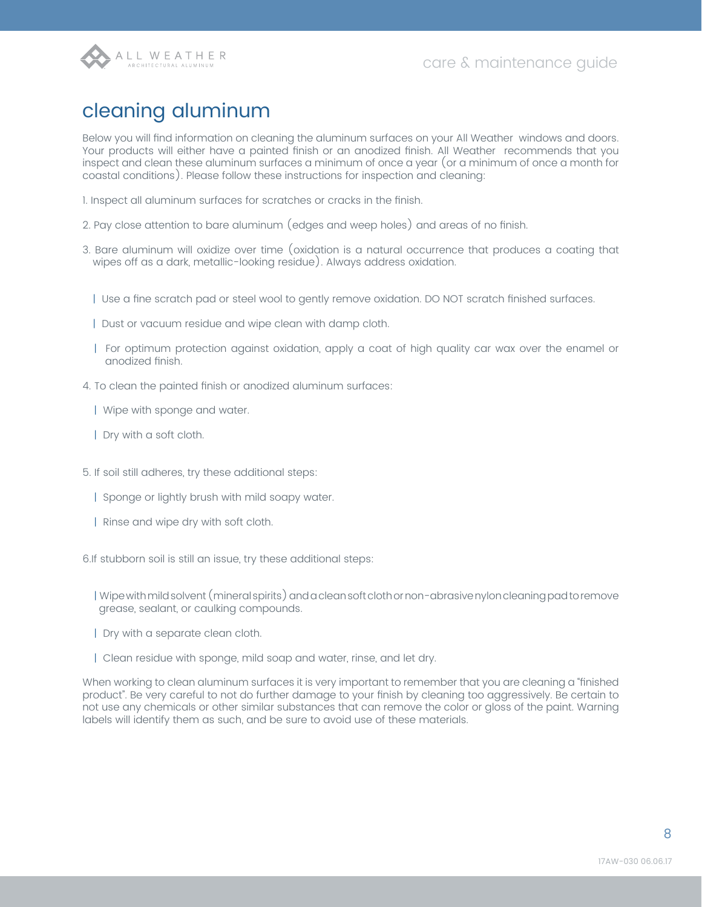# cleaning aluminum

Below you will find information on cleaning the aluminum surfaces on your All Weather windows and doors. Your products will either have a painted finish or an anodized finish. All Weather recommends that you inspect and clean these aluminum surfaces a minimum of once a year (or a minimum of once a month for coastal conditions). Please follow these instructions for inspection and cleaning:

1. Inspect all aluminum surfaces for scratches or cracks in the finish.

2. Pay close attention to bare aluminum (edges and weep holes) and areas of no finish.

3. Bare aluminum will oxidize over time (oxidation is a natural occurrence that produces a coating that wipes off as a dark, metallic-looking residue). Always address oxidation.

   | Use a fine scratch pad or steel wool to gently remove oxidation. DO NOT scratch finished surfaces.

   | Dust or vacuum residue and wipe clean with damp cloth.

   | For optimum protection against oxidation, apply a coat of high quality car wax over the enamel or anodized finish.

4. To clean the painted finish or anodized aluminum surfaces:

   | Wipe with sponge and water.

   | Dry with a soft cloth.

5. If soil still adheres, try these additional steps:

   | Sponge or lightly brush with mild soapy water.

   | Rinse and wipe dry with soft cloth.

6.If stubborn soil is still an issue, try these additional steps:

   | Wipe with mild solvent (mineral spirits) and a clean soft cloth or non-abrasive nylon cleaning pad to remove grease, sealant, or caulking compounds.

   | Dry with a separate clean cloth.

   | Clean residue with sponge, mild soap and water, rinse, and let dry.

When working to clean aluminum surfaces it is very important to remember that you are cleaning a "finished product". Be very careful to not do further damage to your finish by cleaning too aggressively. Be certain to not use any chemicals or other similar substances that can remove the color or gloss of the paint. Warning labels will identify them as such, and be sure to avoid use of these materials.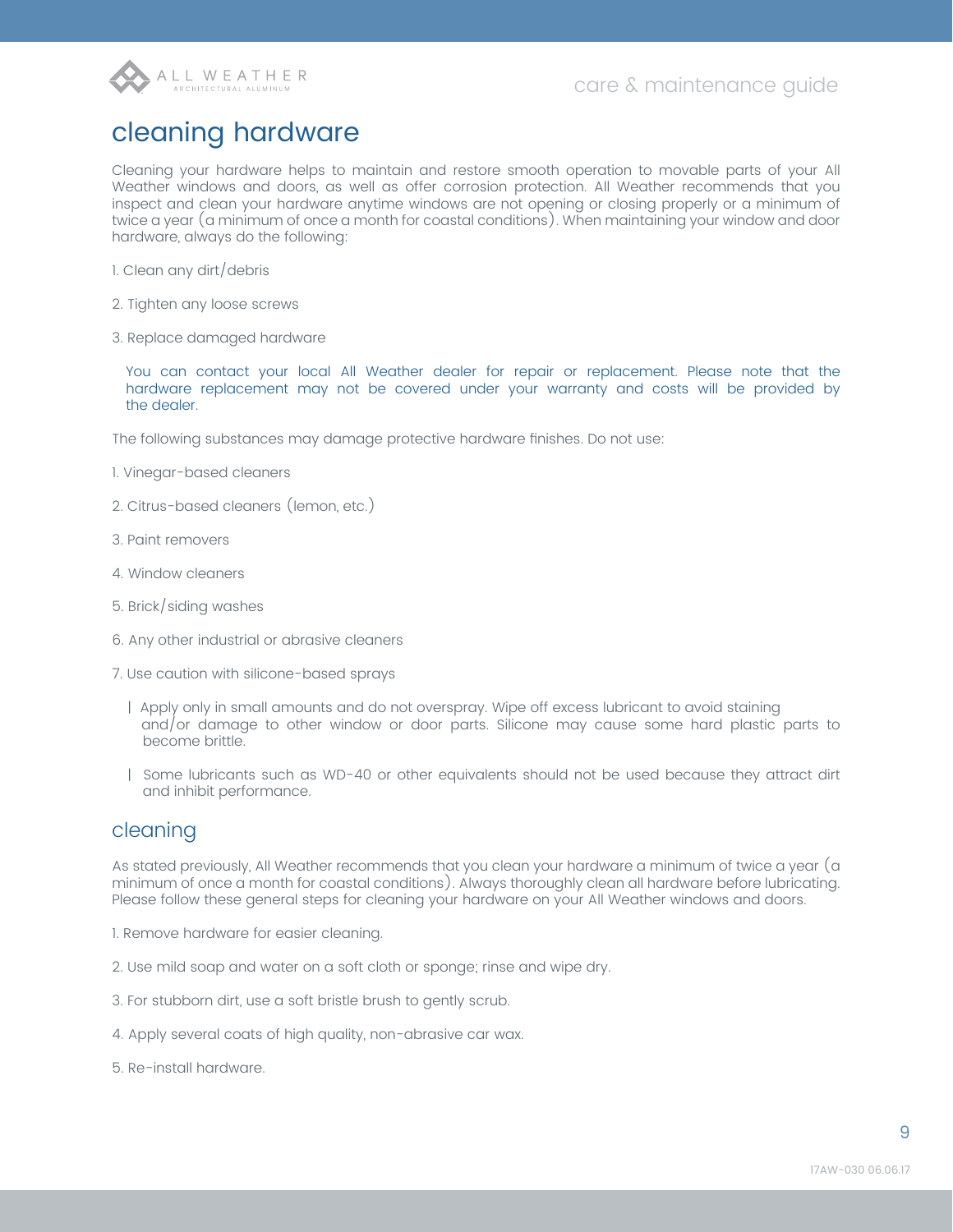## cleaning hardware

Cleaning your hardware helps to maintain and restore smooth operation to movable parts of your All Weather windows and doors, as well as offer corrosion protection. All Weather recommends that you inspect and clean your hardware anytime windows are not opening or closing properly or a minimum of twice a year (a minimum of once a month for coastal conditions). When maintaining your window and door hardware, always do the following:

1. Clean any dirt/debris

2. Tighten any loose screws

3. Replace damaged hardware

   You can contact your local All Weather dealer for repair or replacement. Please note that the hardware replacement may not be covered under your warranty and costs will be provided by the dealer.

The following substances may damage protective hardware finishes. Do not use:

1. Vinegar-based cleaners

2. Citrus-based cleaners (lemon, etc.)

3. Paint removers

4. Window cleaners

5. Brick/siding washes

6. Any other industrial or abrasive cleaners

7. Use caution with silicone-based sprays

   - Apply only in small amounts and do not overspray. Wipe off excess lubricant to avoid staining and/or damage to other window or door parts. Silicone may cause some hard plastic parts to become brittle.

   - Some lubricants such as WD-40 or other equivalents should not be used because they attract dirt and inhibit performance.

### cleaning

As stated previously, All Weather recommends that you clean your hardware a minimum of twice a year (a minimum of once a month for coastal conditions). Always thoroughly clean all hardware before lubricating. Please follow these general steps for cleaning your hardware on your All Weather windows and doors.

1. Remove hardware for easier cleaning.

2. Use mild soap and water on a soft cloth or sponge; rinse and wipe dry.

3. For stubborn dirt, use a soft bristle brush to gently scrub.

4. Apply several coats of high quality, non-abrasive car wax.

5. Re-install hardware.

17AW-030 06.06.17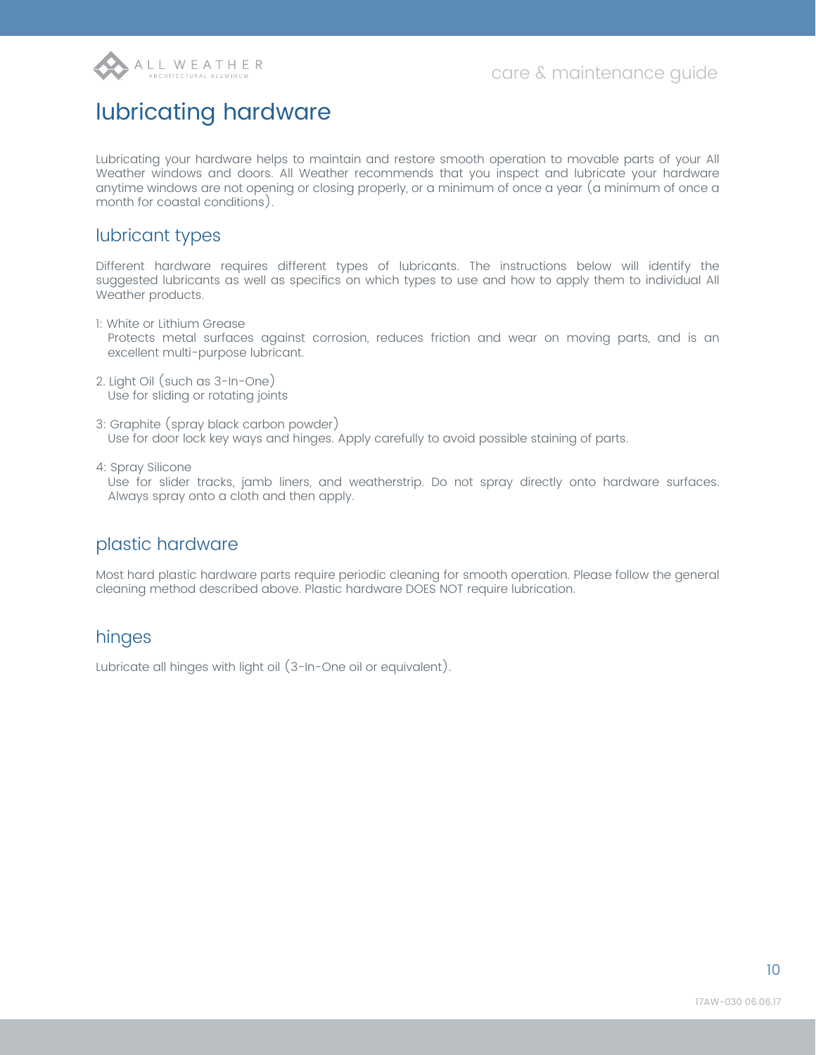# lubricating hardware

Lubricating your hardware helps to maintain and restore smooth operation to movable parts of your All Weather windows and doors. All Weather recommends that you inspect and lubricate your hardware anytime windows are not opening or closing properly, or a minimum of once a year (a minimum of once a month for coastal conditions).

## lubricant types

Different hardware requires different types of lubricants. The instructions below will identify the suggested lubricants as well as specifics on which types to use and how to apply them to individual All Weather products.

1: White or Lithium Grease
Protects metal surfaces against corrosion, reduces friction and wear on moving parts, and is an excellent multi-purpose lubricant.

2. Light Oil (such as 3-In-One)
Use for sliding or rotating joints

3: Graphite (spray black carbon powder)
Use for door lock key ways and hinges. Apply carefully to avoid possible staining of parts.

4: Spray Silicone
Use for slider tracks, jamb liners, and weatherstrip. Do not spray directly onto hardware surfaces. Always spray onto a cloth and then apply.

## plastic hardware

Most hard plastic hardware parts require periodic cleaning for smooth operation. Please follow the general cleaning method described above. Plastic hardware DOES NOT require lubrication.

## hinges

Lubricate all hinges with light oil (3-In-One oil or equivalent).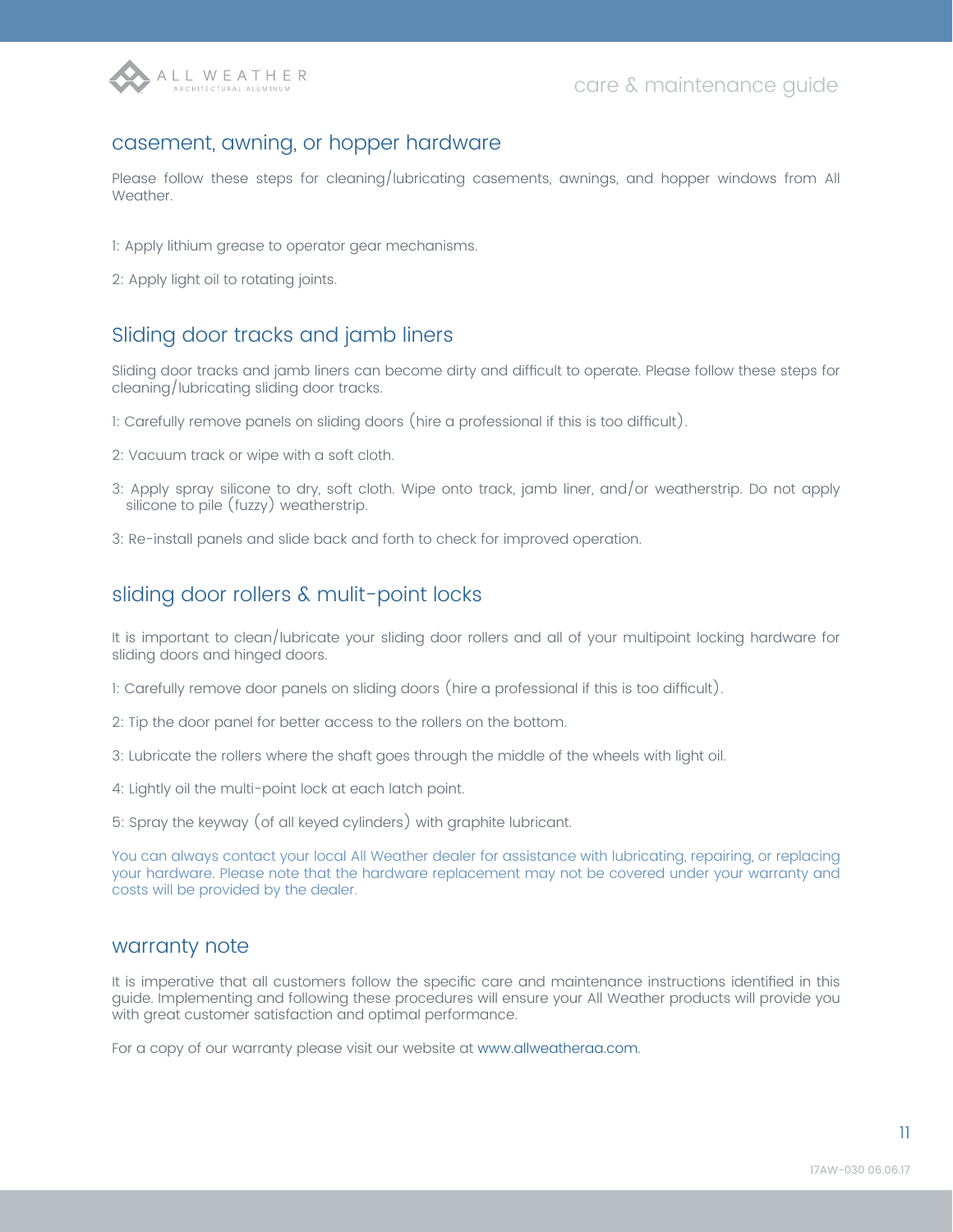## casement, awning, or hopper hardware

Please follow these steps for cleaning/lubricating casements, awnings, and hopper windows from All Weather.

1: Apply lithium grease to operator gear mechanisms.

2: Apply light oil to rotating joints.

## Sliding door tracks and jamb liners

Sliding door tracks and jamb liners can become dirty and difficult to operate. Please follow these steps for cleaning/lubricating sliding door tracks.

1: Carefully remove panels on sliding doors (hire a professional if this is too difficult).

2: Vacuum track or wipe with a soft cloth.

3: Apply spray silicone to dry, soft cloth. Wipe onto track, jamb liner, and/or weatherstrip. Do not apply silicone to pile (fuzzy) weatherstrip.

3: Re-install panels and slide back and forth to check for improved operation.

## sliding door rollers & mulit-point locks

It is important to clean/lubricate your sliding door rollers and all of your multipoint locking hardware for sliding doors and hinged doors.

1: Carefully remove door panels on sliding doors (hire a professional if this is too difficult).

2: Tip the door panel for better access to the rollers on the bottom.

3: Lubricate the rollers where the shaft goes through the middle of the wheels with light oil.

4: Lightly oil the multi-point lock at each latch point.

5: Spray the keyway (of all keyed cylinders) with graphite lubricant.

You can always contact your local All Weather dealer for assistance with lubricating, repairing, or replacing your hardware. Please note that the hardware replacement may not be covered under your warranty and costs will be provided by the dealer.

## warranty note

It is imperative that all customers follow the specific care and maintenance instructions identified in this guide. Implementing and following these procedures will ensure your All Weather products will provide you with great customer satisfaction and optimal performance.

For a copy of our warranty please visit our website at www.allweatheraa.com.